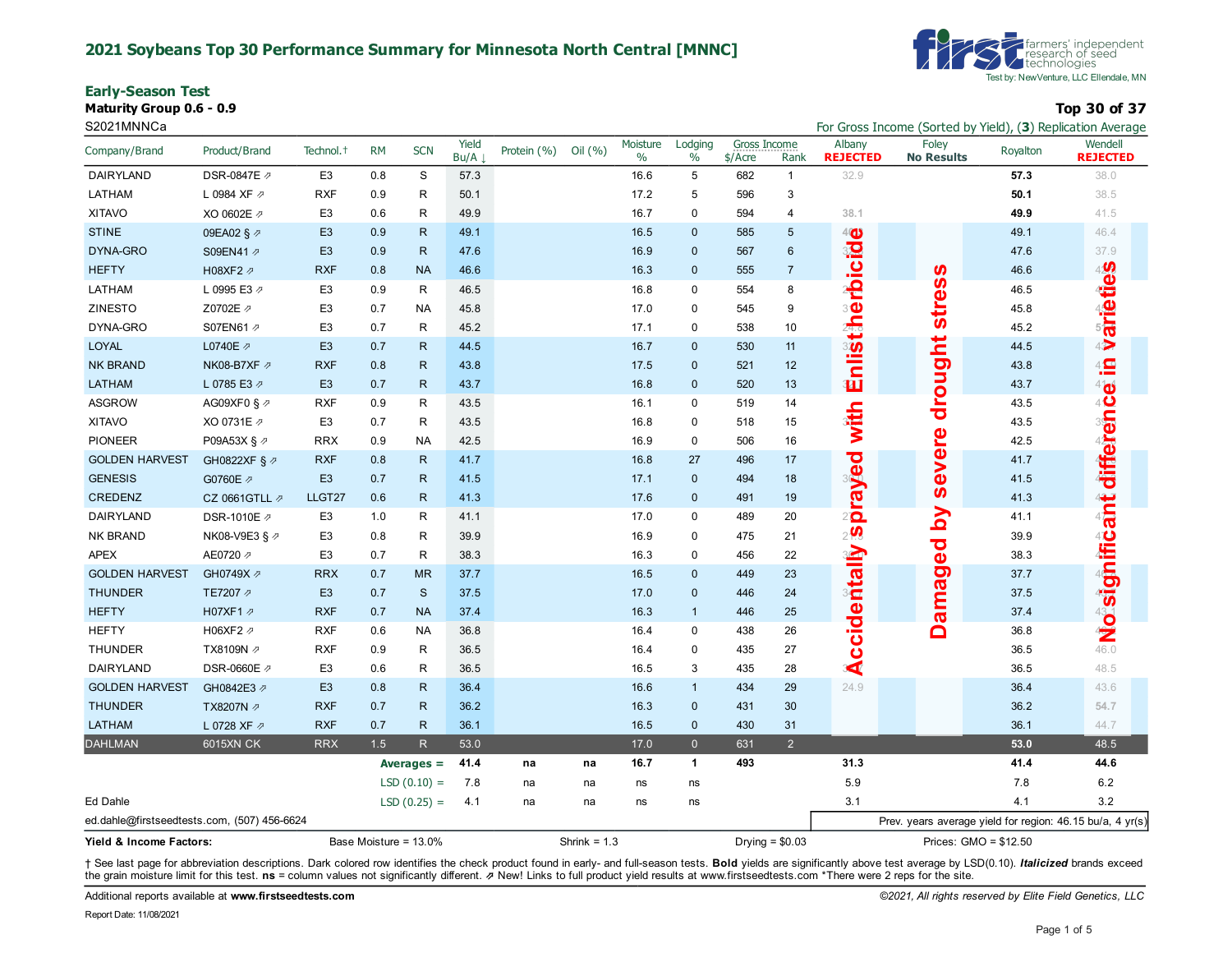## 2021 Soybeans Top 30 Performance Summary for Minnesota North Central [MNNC]

first — farmers' independent research of seed technologies
Test by: NewVenture, LLC Ellendale, MN

### Early-Season Test

**Maturity Group 0.6 - 0.9**

**Top 30 of 37**

S2021MNNCa

For Gross Income (Sorted by Yield), (**3**) Replication Average

| Company/Brand | Product/Brand | Technol.† | RM | SCN | Yield Bu/A ↓ | Protein (%) | Oil (%) | Moisture % | Lodging % | Gross Income $/Acre | Gross Income Rank | Albany **REJECTED** | Foley **No Results** | Royalton | Wendell **REJECTED** |
|---|---|---|---|---|---|---|---|---|---|---|---|---|---|---|---|
| DAIRYLAND | DSR-0847E ⇗ | E3 | 0.8 | S | 57.3 | | | 16.6 | 5 | 682 | 1 | 32.9 | | **57.3** | 38.0 |
| LATHAM | L 0984 XF ⇗ | RXF | 0.9 | R | 50.1 | | | 17.2 | 5 | 596 | 3 | | | **50.1** | 38.5 |
| XITAVO | XO 0602E ⇗ | E3 | 0.6 | R | 49.9 | | | 16.7 | 0 | 594 | 4 | 38.1 | | **49.9** | 41.5 |
| STINE | 09EA02 § ⇗ | E3 | 0.9 | R | 49.1 | | | 16.5 | 0 | 585 | 5 | | | 49.1 | 46.4 |
| DYNA-GRO | S09EN41 ⇗ | E3 | 0.9 | R | 47.6 | | | 16.9 | 0 | 567 | 6 | | | 47.6 | 37.9 |
| HEFTY | H08XF2 ⇗ | RXF | 0.8 | NA | 46.6 | | | 16.3 | 0 | 555 | 7 | | | 46.6 | |
| LATHAM | L 0995 E3 ⇗ | E3 | 0.9 | R | 46.5 | | | 16.8 | 0 | 554 | 8 | | | 46.5 | |
| ZINESTO | Z0702E ⇗ | E3 | 0.7 | NA | 45.8 | | | 17.0 | 0 | 545 | 9 | | | 45.8 | |
| DYNA-GRO | S07EN61 ⇗ | E3 | 0.7 | R | 45.2 | | | 17.1 | 0 | 538 | 10 | | | 45.2 | |
| LOYAL | L0740E ⇗ | E3 | 0.7 | R | 44.5 | | | 16.7 | 0 | 530 | 11 | | | 44.5 | |
| NK BRAND | NK08-B7XF ⇗ | RXF | 0.8 | R | 43.8 | | | 17.5 | 0 | 521 | 12 | | | 43.8 | |
| LATHAM | L 0785 E3 ⇗ | E3 | 0.7 | R | 43.7 | | | 16.8 | 0 | 520 | 13 | | | 43.7 | |
| ASGROW | AG09XF0 § ⇗ | RXF | 0.9 | R | 43.5 | | | 16.1 | 0 | 519 | 14 | | | 43.5 | |
| XITAVO | XO 0731E ⇗ | E3 | 0.7 | R | 43.5 | | | 16.8 | 0 | 518 | 15 | | | 43.5 | |
| PIONEER | P09A53X § ⇗ | RRX | 0.9 | NA | 42.5 | | | 16.9 | 0 | 506 | 16 | | | 42.5 | |
| GOLDEN HARVEST | GH0822XF § ⇗ | RXF | 0.8 | R | 41.7 | | | 16.8 | 27 | 496 | 17 | | | 41.7 | |
| GENESIS | G0760E ⇗ | E3 | 0.7 | R | 41.5 | | | 17.1 | 0 | 494 | 18 | | | 41.5 | |
| CREDENZ | CZ 0661GTLL ⇗ | LLGT27 | 0.6 | R | 41.3 | | | 17.6 | 0 | 491 | 19 | | | 41.3 | |
| DAIRYLAND | DSR-1010E ⇗ | E3 | 1.0 | R | 41.1 | | | 17.0 | 0 | 489 | 20 | | | 41.1 | |
| NK BRAND | NK08-V9E3 § ⇗ | E3 | 0.8 | R | 39.9 | | | 16.9 | 0 | 475 | 21 | | | 39.9 | |
| APEX | AE0720 ⇗ | E3 | 0.7 | R | 38.3 | | | 16.3 | 0 | 456 | 22 | | | 38.3 | |
| GOLDEN HARVEST | GH0749X ⇗ | RRX | 0.7 | MR | 37.7 | | | 16.5 | 0 | 449 | 23 | | | 37.7 | |
| THUNDER | TE7207 ⇗ | E3 | 0.7 | S | 37.5 | | | 17.0 | 0 | 446 | 24 | | | 37.5 | |
| HEFTY | H07XF1 ⇗ | RXF | 0.7 | NA | 37.4 | | | 16.3 | 1 | 446 | 25 | | | 37.4 | |
| HEFTY | H06XF2 ⇗ | RXF | 0.6 | NA | 36.8 | | | 16.4 | 0 | 438 | 26 | | | 36.8 | |
| THUNDER | TX8109N ⇗ | RXF | 0.9 | R | 36.5 | | | 16.4 | 0 | 435 | 27 | | | 36.5 | 46.0 |
| DAIRYLAND | DSR-0660E ⇗ | E3 | 0.6 | R | 36.5 | | | 16.5 | 3 | 435 | 28 | | | 36.5 | 48.5 |
| GOLDEN HARVEST | GH0842E3 ⇗ | E3 | 0.8 | R | 36.4 | | | 16.6 | 1 | 434 | 29 | 24.9 | | 36.4 | 43.6 |
| THUNDER | TX8207N ⇗ | RXF | 0.7 | R | 36.2 | | | 16.3 | 0 | 431 | 30 | | | 36.2 | 54.7 |
| LATHAM | L 0728 XF ⇗ | RXF | 0.7 | R | 36.1 | | | 16.5 | 0 | 430 | 31 | | | 36.1 | 44.7 |
| DAHLMAN | 6015XN CK | RRX | 1.5 | R | 53.0 | | | 17.0 | 0 | 631 | 2 | | | **53.0** | 48.5 |
| | | | | Averages = | 41.4 | na | na | 16.7 | 1 | 493 | | 31.3 | | 41.4 | 44.6 |
| | | | | LSD (0.10) = | 7.8 | na | na | ns | ns | | | 5.9 | | 7.8 | 6.2 |
| | | | | LSD (0.25) = | 4.1 | na | na | ns | ns | | | 3.1 | | 4.1 | 3.2 |

Albany: Accidentally sprayed with Enlist herbicide
Foley: Damaged by severe drought stress
Wendell: No significant difference in varieties

Ed Dahle
ed.dahle@firstseedtests.com, (507) 456-6624

Prev. years average yield for region: 46.15 bu/a, 4 yr(s)

**Yield & Income Factors:** Base Moisture = 13.0% Shrink = 1.3 Drying = $0.03 Prices: GMO = $12.50

† See last page for abbreviation descriptions. Dark colored row identifies the check product found in early- and full-season tests. **Bold** yields are significantly above test average by LSD(0.10). ***Italicized*** brands exceed the grain moisture limit for this test. **ns** = column values not significantly different. ⇗ New! Links to full product yield results at www.firstseedtests.com *There were 2 reps for the site.

Additional reports available at **www.firstseedtests.com**

*©2021, All rights reserved by Elite Field Genetics, LLC*

Report Date: 11/08/2021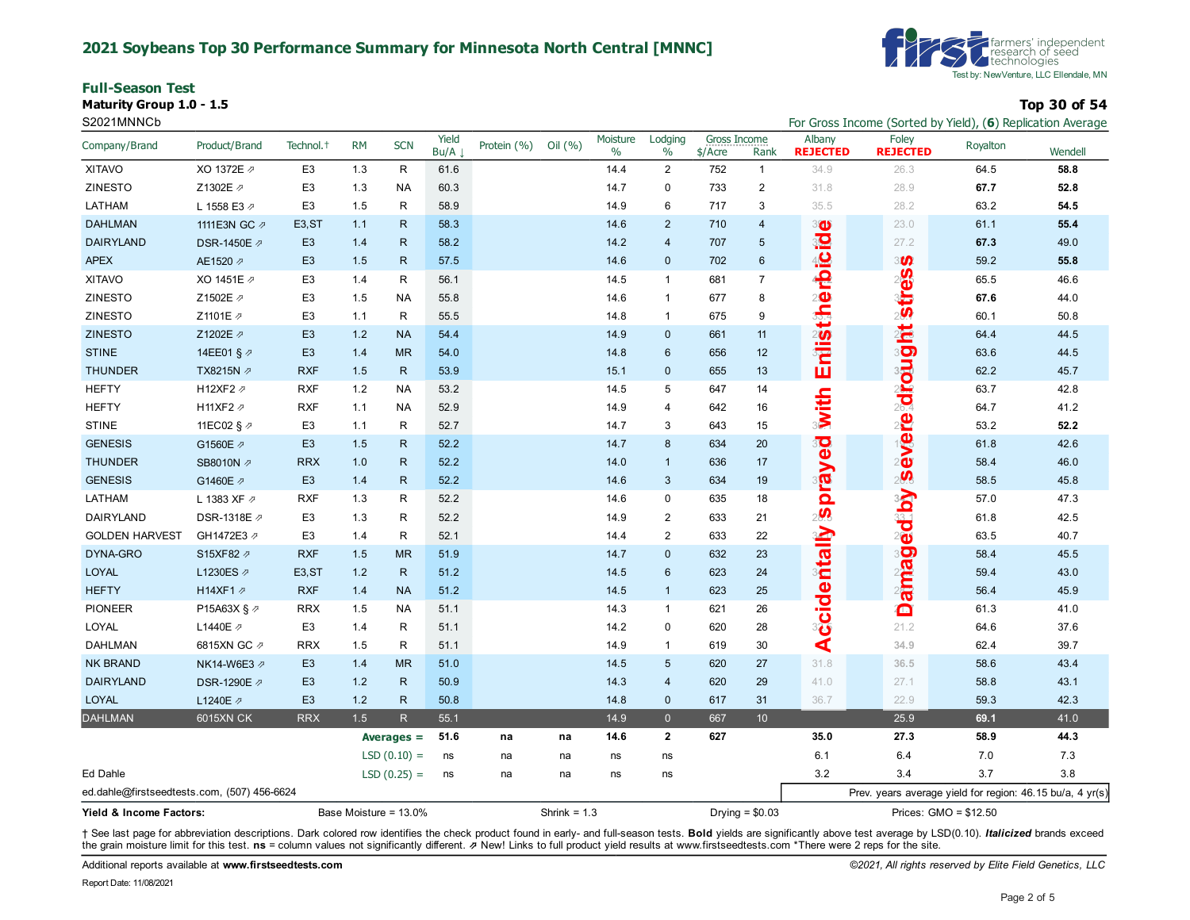# 2021 Soybeans Top 30 Performance Summary for Minnesota North Central [MNNC]

farmers' independent research of seed technologies
Test by: NewVenture, LLC Ellendale, MN

## Full-Season Test

**Maturity Group 1.0 - 1.5**

S2021MNNCb

**Top 30 of 54**

For Gross Income (Sorted by Yield), (**6**) Replication Average

Albany: **REJECTED** — Accidentally sprayed with Enlist herbicide

Foley: **REJECTED** — Damaged by severe drought stress

| Company/Brand | Product/Brand | Technol.† | RM | SCN | Yield Bu/A ↓ | Protein (%) | Oil (%) | Moisture % | Lodging % | Gross Income $/Acre | Gross Income Rank | Albany REJECTED | Foley REJECTED | Royalton | Wendell |
|---|---|---|---|---|---|---|---|---|---|---|---|---|---|---|---|
| XITAVO | XO 1372E ⇗ | E3 | 1.3 | R | 61.6 | | | 14.4 | 2 | 752 | 1 | 34.9 | 26.3 | 64.5 | **58.8** |
| ZINESTO | Z1302E ⇗ | E3 | 1.3 | NA | 60.3 | | | 14.7 | 0 | 733 | 2 | 31.8 | 28.9 | **67.7** | **52.8** |
| LATHAM | L 1558 E3 ⇗ | E3 | 1.5 | R | 58.9 | | | 14.9 | 6 | 717 | 3 | 35.5 | 28.2 | 63.2 | **54.5** |
| DAHLMAN | 1111E3N GC ⇗ | E3,ST | 1.1 | R | 58.3 | | | 14.6 | 2 | 710 | 4 | | 23.0 | 61.1 | **55.4** |
| DAIRYLAND | DSR-1450E ⇗ | E3 | 1.4 | R | 58.2 | | | 14.2 | 4 | 707 | 5 | | 27.2 | **67.3** | 49.0 |
| APEX | AE1520 ⇗ | E3 | 1.5 | R | 57.5 | | | 14.6 | 0 | 702 | 6 | | | 59.2 | **55.8** |
| XITAVO | XO 1451E ⇗ | E3 | 1.4 | R | 56.1 | | | 14.5 | 1 | 681 | 7 | | | 65.5 | 46.6 |
| ZINESTO | Z1502E ⇗ | E3 | 1.5 | NA | 55.8 | | | 14.6 | 1 | 677 | 8 | | | **67.6** | 44.0 |
| ZINESTO | Z1101E ⇗ | E3 | 1.1 | R | 55.5 | | | 14.8 | 1 | 675 | 9 | | | 60.1 | 50.8 |
| ZINESTO | Z1202E ⇗ | E3 | 1.2 | NA | 54.4 | | | 14.9 | 0 | 661 | 11 | | | 64.4 | 44.5 |
| STINE | 14EE01 § ⇗ | E3 | 1.4 | MR | 54.0 | | | 14.8 | 6 | 656 | 12 | | | 63.6 | 44.5 |
| THUNDER | TX8215N ⇗ | RXF | 1.5 | R | 53.9 | | | 15.1 | 0 | 655 | 13 | | | 62.2 | 45.7 |
| HEFTY | H12XF2 ⇗ | RXF | 1.2 | NA | 53.2 | | | 14.5 | 5 | 647 | 14 | | | 63.7 | 42.8 |
| HEFTY | H11XF2 ⇗ | RXF | 1.1 | NA | 52.9 | | | 14.9 | 4 | 642 | 16 | | 26.4 | 64.7 | 41.2 |
| STINE | 11EC02 § ⇗ | E3 | 1.1 | R | 52.7 | | | 14.7 | 3 | 643 | 15 | | | 53.2 | **52.2** |
| GENESIS | G1560E ⇗ | E3 | 1.5 | R | 52.2 | | | 14.7 | 8 | 634 | 20 | | | 61.8 | 42.6 |
| THUNDER | SB8010N ⇗ | RRX | 1.0 | R | 52.2 | | | 14.0 | 1 | 636 | 17 | | | 58.4 | 46.0 |
| GENESIS | G1460E ⇗ | E3 | 1.4 | R | 52.2 | | | 14.6 | 3 | 634 | 19 | | | 58.5 | 45.8 |
| LATHAM | L 1383 XF ⇗ | RXF | 1.3 | R | 52.2 | | | 14.6 | 0 | 635 | 18 | | | 57.0 | 47.3 |
| DAIRYLAND | DSR-1318E ⇗ | E3 | 1.3 | R | 52.2 | | | 14.9 | 2 | 633 | 21 | | 33.1 | 61.8 | 42.5 |
| GOLDEN HARVEST | GH1472E3 ⇗ | E3 | 1.4 | R | 52.1 | | | 14.4 | 2 | 633 | 22 | | | 63.5 | 40.7 |
| DYNA-GRO | S15XF82 ⇗ | RXF | 1.5 | MR | 51.9 | | | 14.7 | 0 | 632 | 23 | | | 58.4 | 45.5 |
| LOYAL | L1230ES ⇗ | E3,ST | 1.2 | R | 51.2 | | | 14.5 | 6 | 623 | 24 | | | 59.4 | 43.0 |
| HEFTY | H14XF1 ⇗ | RXF | 1.4 | NA | 51.2 | | | 14.5 | 1 | 623 | 25 | | | 56.4 | 45.9 |
| PIONEER | P15A63X § ⇗ | RRX | 1.5 | NA | 51.1 | | | 14.3 | 1 | 621 | 26 | | | 61.3 | 41.0 |
| LOYAL | L1440E ⇗ | E3 | 1.4 | R | 51.1 | | | 14.2 | 0 | 620 | 28 | | 21.2 | 64.6 | 37.6 |
| DAHLMAN | 6815XN GC ⇗ | RRX | 1.5 | R | 51.1 | | | 14.9 | 1 | 619 | 30 | | **34.9** | 62.4 | 39.7 |
| NK BRAND | NK14-W6E3 ⇗ | E3 | 1.4 | MR | 51.0 | | | 14.5 | 5 | 620 | 27 | 31.8 | **36.5** | 58.6 | 43.4 |
| DAIRYLAND | DSR-1290E ⇗ | E3 | 1.2 | R | 50.9 | | | 14.3 | 4 | 620 | 29 | 41.0 | 27.1 | 58.8 | 43.1 |
| LOYAL | L1240E ⇗ | E3 | 1.2 | R | 50.8 | | | 14.8 | 0 | 617 | 31 | 36.7 | 22.9 | 59.3 | 42.3 |
| DAHLMAN | 6015XN CK | RRX | 1.5 | R | 55.1 | | | 14.9 | 0 | 667 | 10 | | 25.9 | **69.1** | 41.0 |
| | | | | Averages = | **51.6** | **na** | **na** | **14.6** | **2** | **627** | | **35.0** | **27.3** | **58.9** | **44.3** |
| | | | | LSD (0.10) = | ns | na | na | ns | ns | | | 6.1 | 6.4 | 7.0 | 7.3 |
| Ed Dahle | | | | LSD (0.25) = | ns | na | na | ns | ns | | | 3.2 | 3.4 | 3.7 | 3.8 |

ed.dahle@firstseedtests.com, (507) 456-6624

Prev. years average yield for region: 46.15 bu/a, 4 yr(s)

**Yield & Income Factors:** Base Moisture = 13.0% Shrink = 1.3 Drying = $0.03 Prices: GMO = $12.50

† See last page for abbreviation descriptions. Dark colored row identifies the check product found in early- and full-season tests. **Bold** yields are significantly above test average by LSD(0.10). ***Italicized*** brands exceed the grain moisture limit for this test. **ns** = column values not significantly different. ⇗ New! Links to full product yield results at www.firstseedtests.com *There were 2 reps for the site.

Additional reports available at **www.firstseedtests.com**

©2021, All rights reserved by Elite Field Genetics, LLC

Report Date: 11/08/2021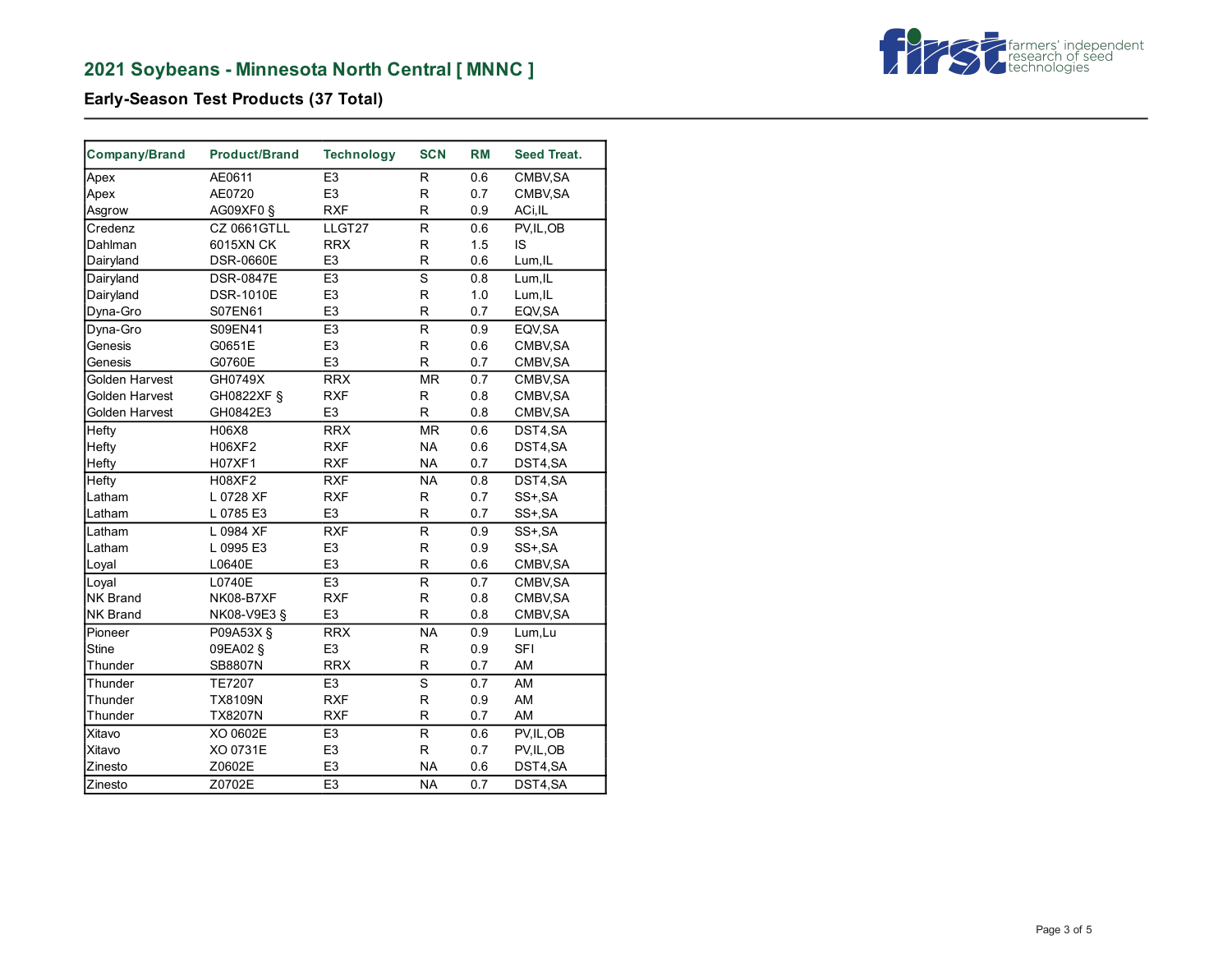## 2021 Soybeans - Minnesota North Central [ MNNC ]

### Early-Season Test Products (37 Total)

| Company/Brand | Product/Brand | Technology | SCN | RM | Seed Treat. |
|---|---|---|---|---|---|
| Apex | AE0611 | E3 | R | 0.6 | CMBV,SA |
| Apex | AE0720 | E3 | R | 0.7 | CMBV,SA |
| Asgrow | AG09XF0 § | RXF | R | 0.9 | ACi,IL |
| Credenz | CZ 0661GTLL | LLGT27 | R | 0.6 | PV,IL,OB |
| Dahlman | 6015XN CK | RRX | R | 1.5 | IS |
| Dairyland | DSR-0660E | E3 | R | 0.6 | Lum,IL |
| Dairyland | DSR-0847E | E3 | S | 0.8 | Lum,IL |
| Dairyland | DSR-1010E | E3 | R | 1.0 | Lum,IL |
| Dyna-Gro | S07EN61 | E3 | R | 0.7 | EQV,SA |
| Dyna-Gro | S09EN41 | E3 | R | 0.9 | EQV,SA |
| Genesis | G0651E | E3 | R | 0.6 | CMBV,SA |
| Genesis | G0760E | E3 | R | 0.7 | CMBV,SA |
| Golden Harvest | GH0749X | RRX | MR | 0.7 | CMBV,SA |
| Golden Harvest | GH0822XF § | RXF | R | 0.8 | CMBV,SA |
| Golden Harvest | GH0842E3 | E3 | R | 0.8 | CMBV,SA |
| Hefty | H06X8 | RRX | MR | 0.6 | DST4,SA |
| Hefty | H06XF2 | RXF | NA | 0.6 | DST4,SA |
| Hefty | H07XF1 | RXF | NA | 0.7 | DST4,SA |
| Hefty | H08XF2 | RXF | NA | 0.8 | DST4,SA |
| Latham | L 0728 XF | RXF | R | 0.7 | SS+,SA |
| Latham | L 0785 E3 | E3 | R | 0.7 | SS+,SA |
| Latham | L 0984 XF | RXF | R | 0.9 | SS+,SA |
| Latham | L 0995 E3 | E3 | R | 0.9 | SS+,SA |
| Loyal | L0640E | E3 | R | 0.6 | CMBV,SA |
| Loyal | L0740E | E3 | R | 0.7 | CMBV,SA |
| NK Brand | NK08-B7XF | RXF | R | 0.8 | CMBV,SA |
| NK Brand | NK08-V9E3 § | E3 | R | 0.8 | CMBV,SA |
| Pioneer | P09A53X § | RRX | NA | 0.9 | Lum,Lu |
| Stine | 09EA02 § | E3 | R | 0.9 | SFI |
| Thunder | SB8807N | RRX | R | 0.7 | AM |
| Thunder | TE7207 | E3 | S | 0.7 | AM |
| Thunder | TX8109N | RXF | R | 0.9 | AM |
| Thunder | TX8207N | RXF | R | 0.7 | AM |
| Xitavo | XO 0602E | E3 | R | 0.6 | PV,IL,OB |
| Xitavo | XO 0731E | E3 | R | 0.7 | PV,IL,OB |
| Zinesto | Z0602E | E3 | NA | 0.6 | DST4,SA |
| Zinesto | Z0702E | E3 | NA | 0.7 | DST4,SA |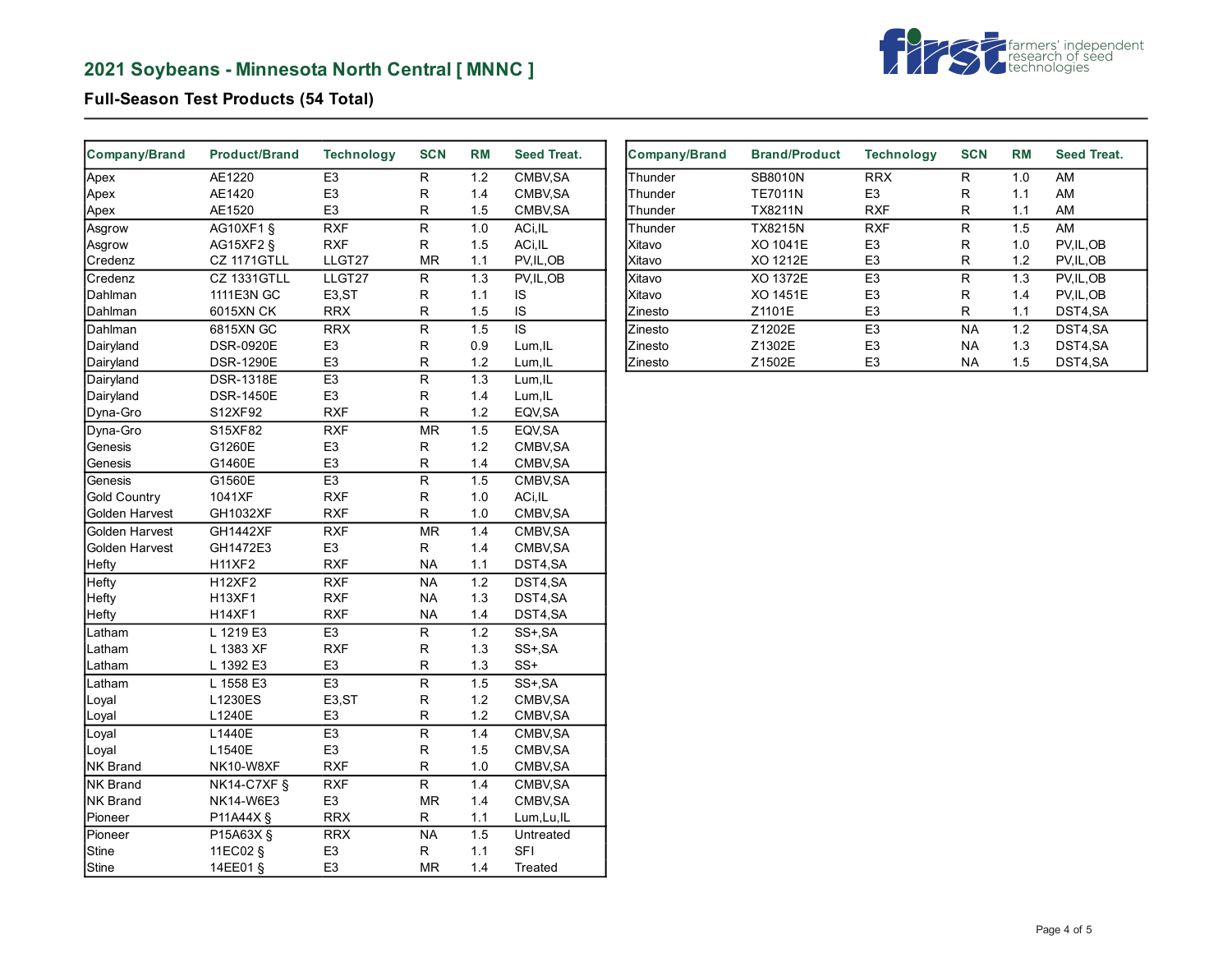## 2021 Soybeans - Minnesota North Central [ MNNC ]

### Full-Season Test Products (54 Total)

| Company/Brand | Product/Brand | Technology | SCN | RM | Seed Treat. |
|---|---|---|---|---|---|
| Apex | AE1220 | E3 | R | 1.2 | CMBV,SA |
| Apex | AE1420 | E3 | R | 1.4 | CMBV,SA |
| Apex | AE1520 | E3 | R | 1.5 | CMBV,SA |
| Asgrow | AG10XF1 § | RXF | R | 1.0 | ACi,IL |
| Asgrow | AG15XF2 § | RXF | R | 1.5 | ACi,IL |
| Credenz | CZ 1171GTLL | LLGT27 | MR | 1.1 | PV,IL,OB |
| Credenz | CZ 1331GTLL | LLGT27 | R | 1.3 | PV,IL,OB |
| Dahlman | 1111E3N GC | E3,ST | R | 1.1 | IS |
| Dahlman | 6015XN CK | RRX | R | 1.5 | IS |
| Dahlman | 6815XN GC | RRX | R | 1.5 | IS |
| Dairyland | DSR-0920E | E3 | R | 0.9 | Lum,IL |
| Dairyland | DSR-1290E | E3 | R | 1.2 | Lum,IL |
| Dairyland | DSR-1318E | E3 | R | 1.3 | Lum,IL |
| Dairyland | DSR-1450E | E3 | R | 1.4 | Lum,IL |
| Dyna-Gro | S12XF92 | RXF | R | 1.2 | EQV,SA |
| Dyna-Gro | S15XF82 | RXF | MR | 1.5 | EQV,SA |
| Genesis | G1260E | E3 | R | 1.2 | CMBV,SA |
| Genesis | G1460E | E3 | R | 1.4 | CMBV,SA |
| Genesis | G1560E | E3 | R | 1.5 | CMBV,SA |
| Gold Country | 1041XF | RXF | R | 1.0 | ACi,IL |
| Golden Harvest | GH1032XF | RXF | R | 1.0 | CMBV,SA |
| Golden Harvest | GH1442XF | RXF | MR | 1.4 | CMBV,SA |
| Golden Harvest | GH1472E3 | E3 | R | 1.4 | CMBV,SA |
| Hefty | H11XF2 | RXF | NA | 1.1 | DST4,SA |
| Hefty | H12XF2 | RXF | NA | 1.2 | DST4,SA |
| Hefty | H13XF1 | RXF | NA | 1.3 | DST4,SA |
| Hefty | H14XF1 | RXF | NA | 1.4 | DST4,SA |
| Latham | L 1219 E3 | E3 | R | 1.2 | SS+,SA |
| Latham | L 1383 XF | RXF | R | 1.3 | SS+,SA |
| Latham | L 1392 E3 | E3 | R | 1.3 | SS+ |
| Latham | L 1558 E3 | E3 | R | 1.5 | SS+,SA |
| Loyal | L1230ES | E3,ST | R | 1.2 | CMBV,SA |
| Loyal | L1240E | E3 | R | 1.2 | CMBV,SA |
| Loyal | L1440E | E3 | R | 1.4 | CMBV,SA |
| Loyal | L1540E | E3 | R | 1.5 | CMBV,SA |
| NK Brand | NK10-W8XF | RXF | R | 1.0 | CMBV,SA |
| NK Brand | NK14-C7XF § | RXF | R | 1.4 | CMBV,SA |
| NK Brand | NK14-W6E3 | E3 | MR | 1.4 | CMBV,SA |
| Pioneer | P11A44X § | RRX | R | 1.1 | Lum,Lu,IL |
| Pioneer | P15A63X § | RRX | NA | 1.5 | Untreated |
| Stine | 11EC02 § | E3 | R | 1.1 | SFI |
| Stine | 14EE01 § | E3 | MR | 1.4 | Treated |
| Thunder | SB8010N | RRX | R | 1.0 | AM |
| Thunder | TE7011N | E3 | R | 1.1 | AM |
| Thunder | TX8211N | RXF | R | 1.1 | AM |
| Thunder | TX8215N | RXF | R | 1.5 | AM |
| Xitavo | XO 1041E | E3 | R | 1.0 | PV,IL,OB |
| Xitavo | XO 1212E | E3 | R | 1.2 | PV,IL,OB |
| Xitavo | XO 1372E | E3 | R | 1.3 | PV,IL,OB |
| Xitavo | XO 1451E | E3 | R | 1.4 | PV,IL,OB |
| Zinesto | Z1101E | E3 | R | 1.1 | DST4,SA |
| Zinesto | Z1202E | E3 | NA | 1.2 | DST4,SA |
| Zinesto | Z1302E | E3 | NA | 1.3 | DST4,SA |
| Zinesto | Z1502E | E3 | NA | 1.5 | DST4,SA |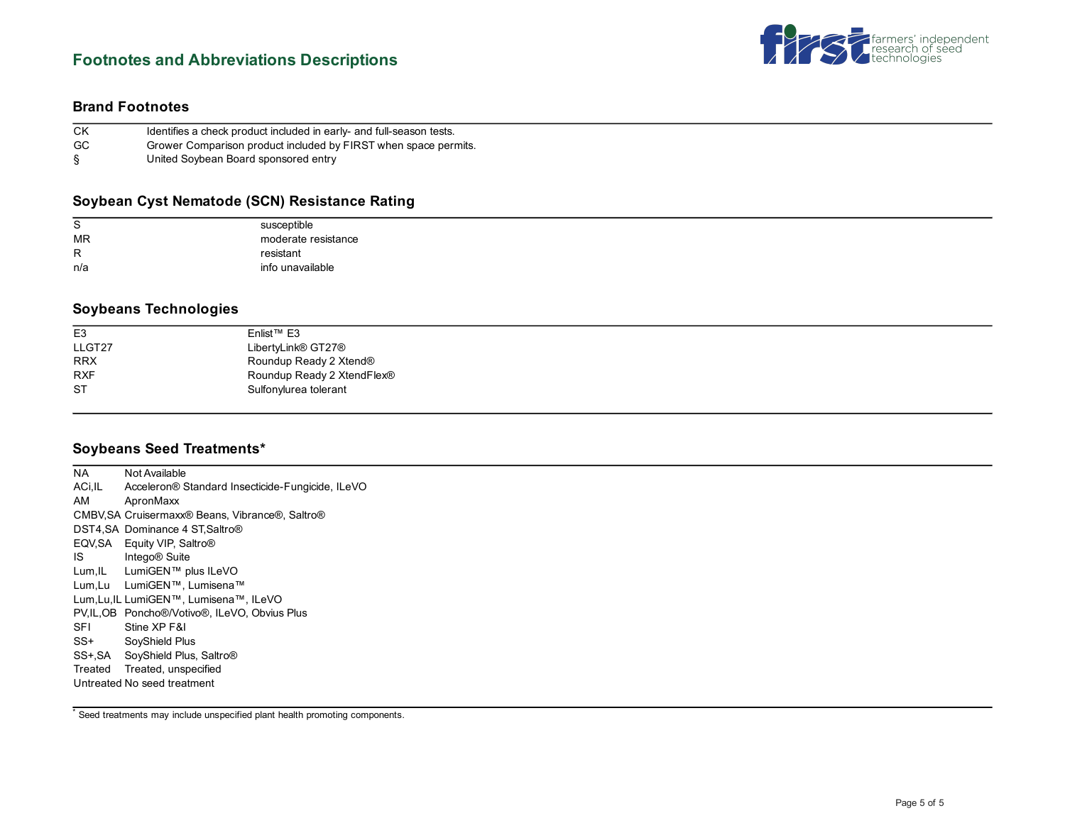## Footnotes and Abbreviations Descriptions

### Brand Footnotes

| | |
|---|---|
| CK | Identifies a check product included in early- and full-season tests. |
| GC | Grower Comparison product included by FIRST when space permits. |
| § | United Soybean Board sponsored entry |

### Soybean Cyst Nematode (SCN) Resistance Rating

| | |
|---|---|
| S | susceptible |
| MR | moderate resistance |
| R | resistant |
| n/a | info unavailable |

### Soybeans Technologies

| | |
|---|---|
| E3 | Enlist™ E3 |
| LLGT27 | LibertyLink® GT27® |
| RRX | Roundup Ready 2 Xtend® |
| RXF | Roundup Ready 2 XtendFlex® |
| ST | Sulfonylurea tolerant |

### Soybeans Seed Treatments*

| | |
|---|---|
| NA | Not Available |
| ACi,IL | Acceleron® Standard Insecticide-Fungicide, ILeVO |
| AM | ApronMaxx |
| CMBV,SA | Cruisermaxx® Beans, Vibrance®, Saltro® |
| DST4,SA | Dominance 4 ST,Saltro® |
| EQV,SA | Equity VIP, Saltro® |
| IS | Intego® Suite |
| Lum,IL | LumiGEN™ plus ILeVO |
| Lum,Lu | LumiGEN™, Lumisena™ |
| Lum,Lu,IL | LumiGEN™, Lumisena™, ILeVO |
| PV,IL,OB | Poncho®/Votivo®, ILeVO, Obvius Plus |
| SFI | Stine XP F&I |
| SS+ | SoyShield Plus |
| SS+,SA | SoyShield Plus, Saltro® |
| Treated | Treated, unspecified |
| Untreated | No seed treatment |

* Seed treatments may include unspecified plant health promoting components.